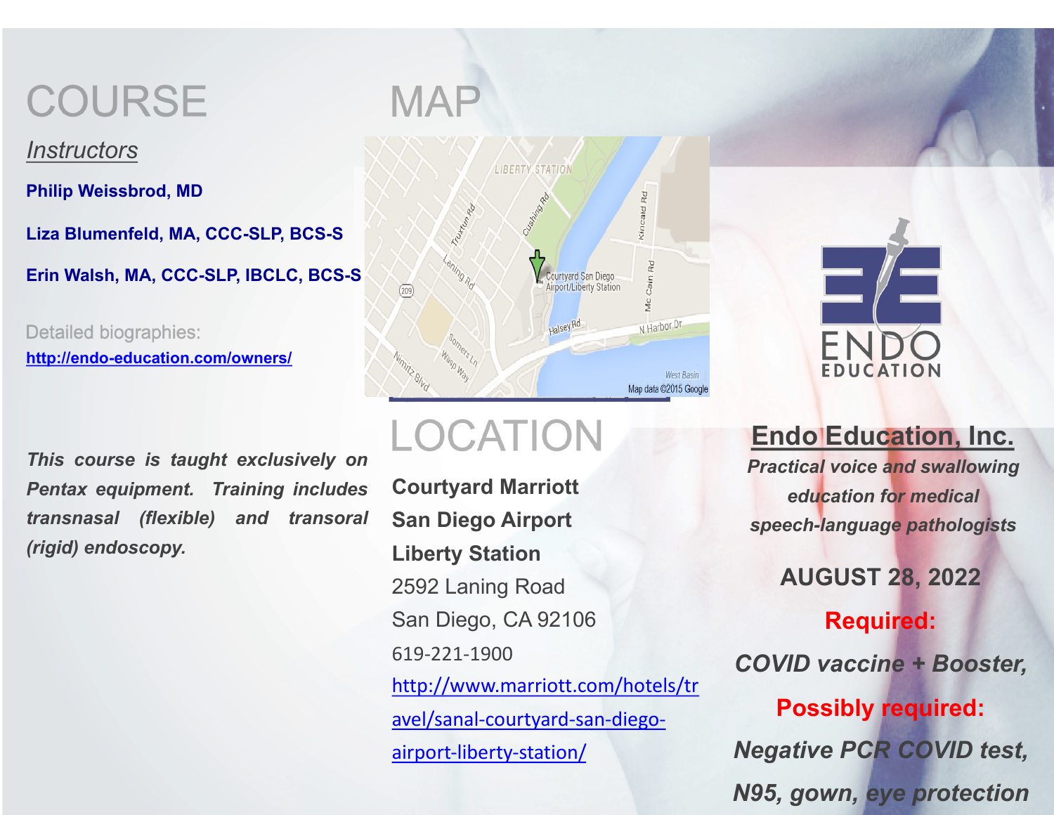# COURSE

## Instructors

**Philip Weissbrod, MD**

**Liza Blumenfeld, MA, CCC-SLP, BCS-S**

**Erin Walsh, MA, CCC-SLP, IBCLC, BCS-S**

Detailed biographies:
http://endo-education.com/owners/

***This course is taught exclusively on Pentax equipment. Training includes transnasal (flexible) and transoral (rigid) endoscopy.***

# MAP

# LOCATION

**Courtyard Marriott**
**San Diego Airport**
**Liberty Station**
2592 Laning Road
San Diego, CA 92106
619-221-1900
http://www.marriott.com/hotels/travel/sanal-courtyard-san-diego-airport-liberty-station/

ENDO EDUCATION

## Endo Education, Inc.

***Practical voice and swallowing education for medical speech-language pathologists***

**AUGUST 28, 2022**

**Required:**

***COVID vaccine + Booster,***

**Possibly required:**

***Negative PCR COVID test, N95, gown, eye protection***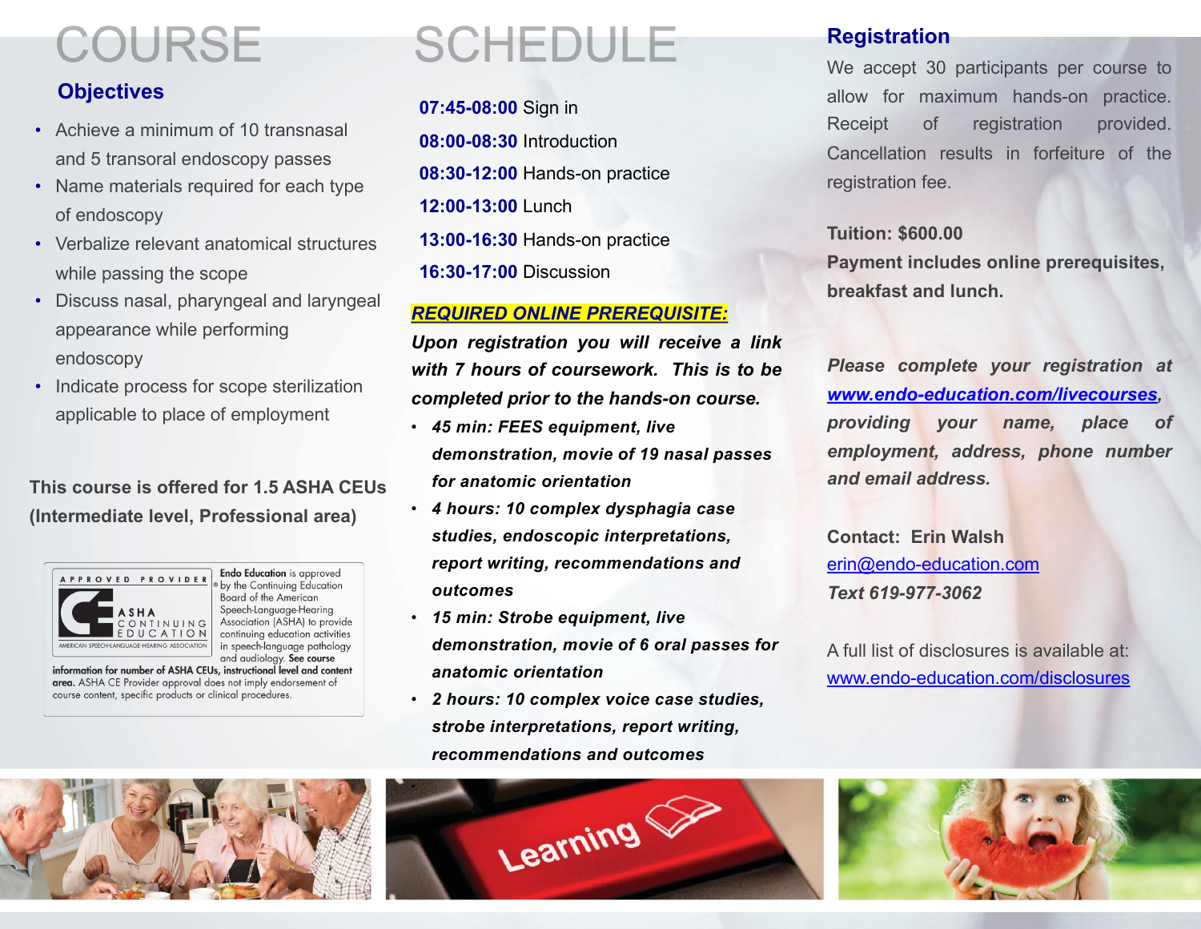# COURSE

## Objectives

- Achieve a minimum of 10 transnasal and 5 transoral endoscopy passes
- Name materials required for each type of endoscopy
- Verbalize relevant anatomical structures while passing the scope
- Discuss nasal, pharyngeal and laryngeal appearance while performing endoscopy
- Indicate process for scope sterilization applicable to place of employment

**This course is offered for 1.5 ASHA CEUs (Intermediate level, Professional area)**

APPROVED PROVIDER ASHA CONTINUING EDUCATION AMERICAN SPEECH-LANGUAGE-HEARING ASSOCIATION

Endo Education is approved by the Continuing Education Board of the American Speech-Language-Hearing Association (ASHA) to provide continuing education activities in speech-language pathology and audiology. **See course information for number of ASHA CEUs, instructional level and content area.** ASHA CE Provider approval does not imply endorsement of course content, specific products or clinical procedures.

# SCHEDULE

**07:45-08:00** Sign in

**08:00-08:30** Introduction

**08:30-12:00** Hands-on practice

**12:00-13:00** Lunch

**13:00-16:30** Hands-on practice

**16:30-17:00** Discussion

***REQUIRED ONLINE PREREQUISITE:***

***Upon registration you will receive a link with 7 hours of coursework. This is to be completed prior to the hands-on course.***

- ***45 min: FEES equipment, live demonstration, movie of 19 nasal passes for anatomic orientation***
- ***4 hours: 10 complex dysphagia case studies, endoscopic interpretations, report writing, recommendations and outcomes***
- ***15 min: Strobe equipment, live demonstration, movie of 6 oral passes for anatomic orientation***
- ***2 hours: 10 complex voice case studies, strobe interpretations, report writing, recommendations and outcomes***

## Registration

We accept 30 participants per course to allow for maximum hands-on practice. Receipt of registration provided. Cancellation results in forfeiture of the registration fee.

**Tuition: $600.00**
**Payment includes online prerequisites, breakfast and lunch.**

***Please complete your registration at www.endo-education.com/livecourses, providing your name, place of employment, address, phone number and email address.***

**Contact: Erin Walsh**
erin@endo-education.com
***Text 619-977-3062***

A full list of disclosures is available at:
www.endo-education.com/disclosures